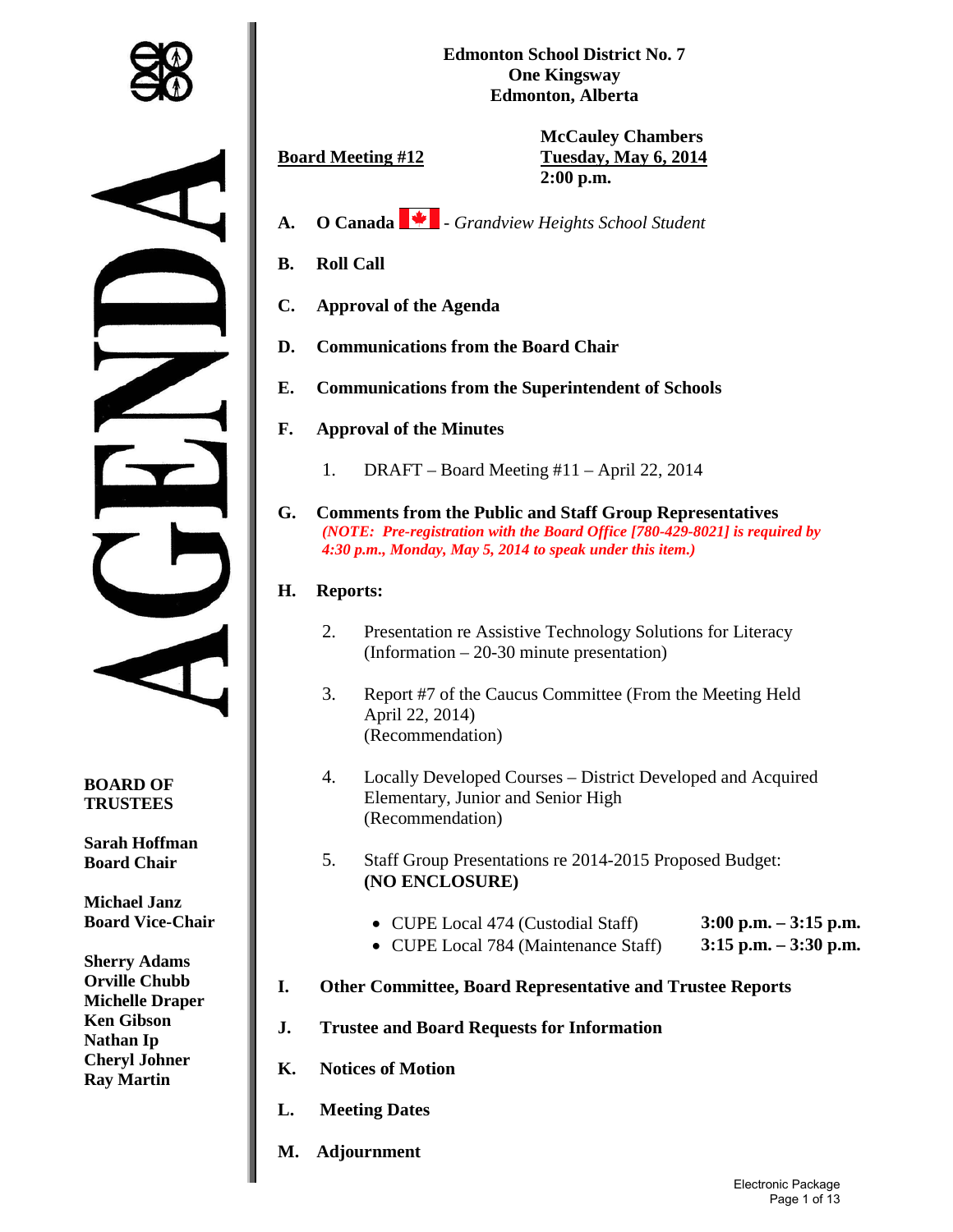# Edmonton School District No. 7
**One Kingsway**
**Edmonton, Alberta**

**Board Meeting #12**

**McCauley Chambers**
**Tuesday, May 6, 2014**
**2:00 p.m.**

# AGENDA

**BOARD OF TRUSTEES**

**Sarah Hoffman**
**Board Chair**

**Michael Janz**
**Board Vice-Chair**

**Sherry Adams**
**Orville Chubb**
**Michelle Draper**
**Ken Gibson**
**Nathan Ip**
**Cheryl Johner**
**Ray Martin**

**A. O Canada** - *Grandview Heights School Student*

**B. Roll Call**

**C. Approval of the Agenda**

**D. Communications from the Board Chair**

**E. Communications from the Superintendent of Schools**

**F. Approval of the Minutes**

1. DRAFT – Board Meeting #11 – April 22, 2014

**G. Comments from the Public and Staff Group Representatives**
*(NOTE: Pre-registration with the Board Office [780-429-8021] is required by 4:30 p.m., Monday, May 5, 2014 to speak under this item.)*

**H. Reports:**

2. Presentation re Assistive Technology Solutions for Literacy (Information – 20-30 minute presentation)

3. Report #7 of the Caucus Committee (From the Meeting Held April 22, 2014) (Recommendation)

4. Locally Developed Courses – District Developed and Acquired Elementary, Junior and Senior High (Recommendation)

5. Staff Group Presentations re 2014-2015 Proposed Budget: **(NO ENCLOSURE)**

   - CUPE Local 474 (Custodial Staff) **3:00 p.m. – 3:15 p.m.**
   - CUPE Local 784 (Maintenance Staff) **3:15 p.m. – 3:30 p.m.**

**I. Other Committee, Board Representative and Trustee Reports**

**J. Trustee and Board Requests for Information**

**K. Notices of Motion**

**L. Meeting Dates**

**M. Adjournment**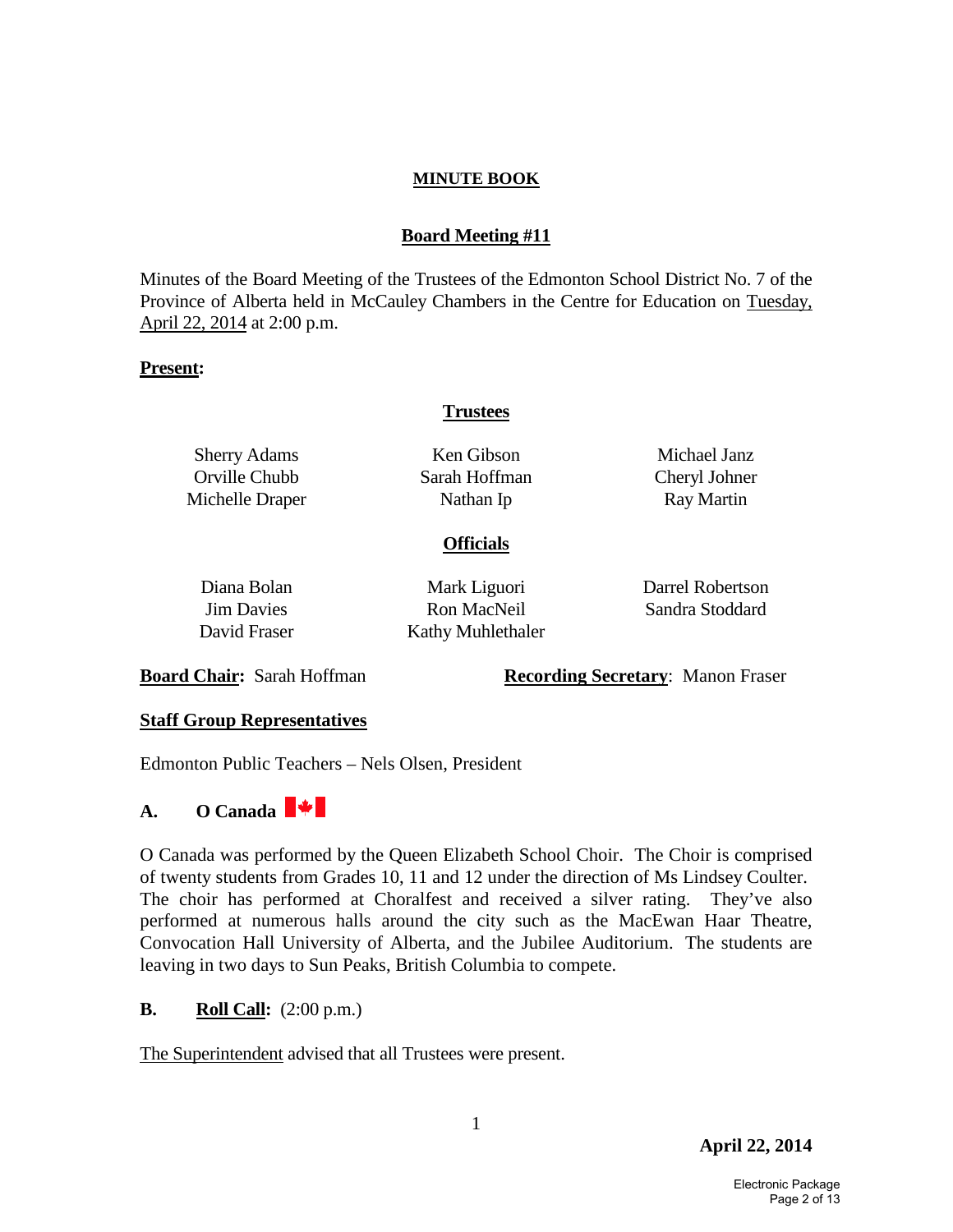## MINUTE BOOK

### Board Meeting #11

Minutes of the Board Meeting of the Trustees of the Edmonton School District No. 7 of the Province of Alberta held in McCauley Chambers in the Centre for Education on Tuesday, April 22, 2014 at 2:00 p.m.

**Present:**

**Trustees**

| | | |
|---|---|---|
| Sherry Adams | Ken Gibson | Michael Janz |
| Orville Chubb | Sarah Hoffman | Cheryl Johner |
| Michelle Draper | Nathan Ip | Ray Martin |

**Officials**

| | | |
|---|---|---|
| Diana Bolan | Mark Liguori | Darrel Robertson |
| Jim Davies | Ron MacNeil | Sandra Stoddard |
| David Fraser | Kathy Muhlethaler | |

**Board Chair:** Sarah Hoffman **Recording Secretary**: Manon Fraser

**Staff Group Representatives**

Edmonton Public Teachers – Nels Olsen, President

### A. O Canada

O Canada was performed by the Queen Elizabeth School Choir. The Choir is comprised of twenty students from Grades 10, 11 and 12 under the direction of Ms Lindsey Coulter. The choir has performed at Choralfest and received a silver rating. They've also performed at numerous halls around the city such as the MacEwan Haar Theatre, Convocation Hall University of Alberta, and the Jubilee Auditorium. The students are leaving in two days to Sun Peaks, British Columbia to compete.

### B. Roll Call: (2:00 p.m.)

The Superintendent advised that all Trustees were present.

**April 22, 2014**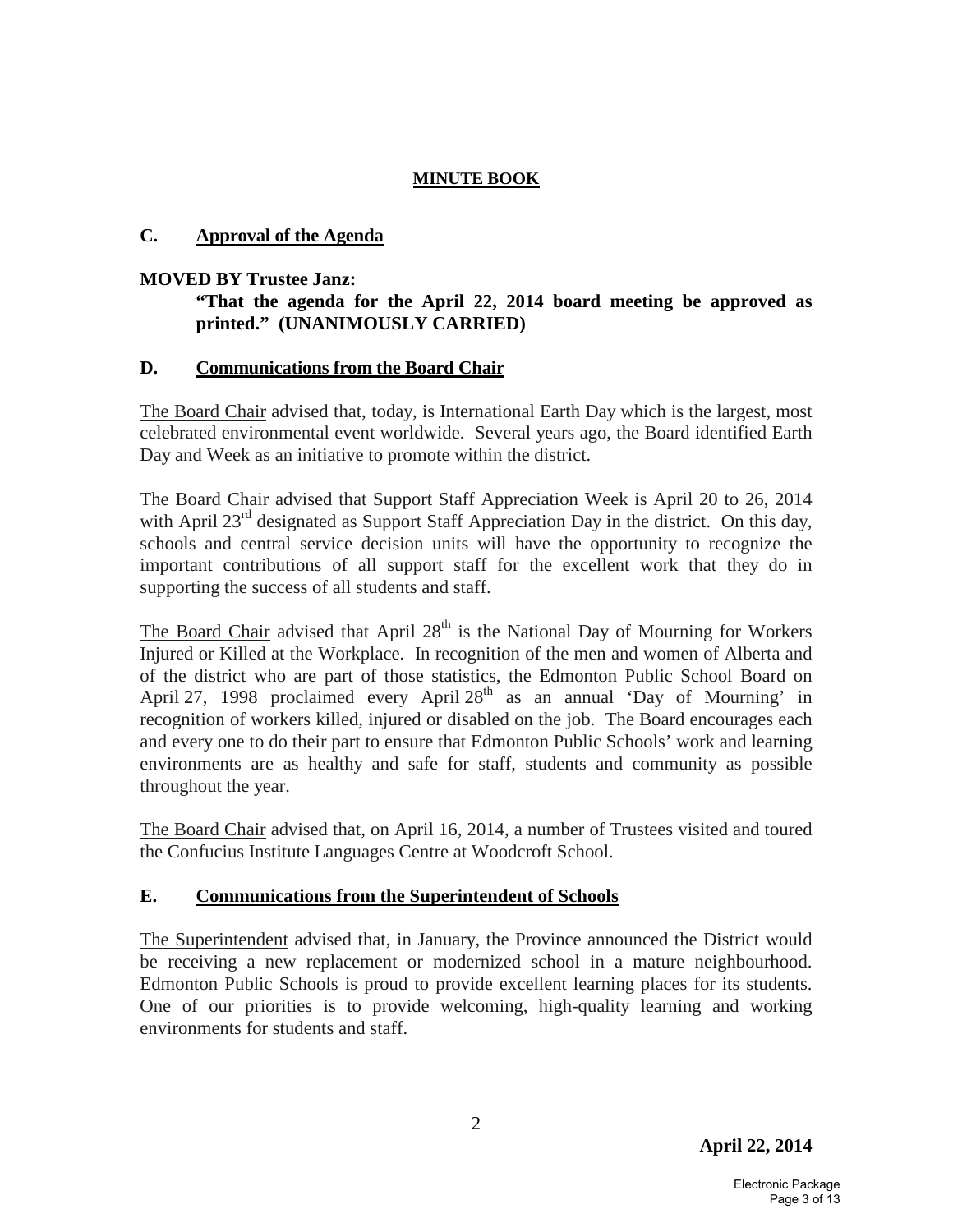**MINUTE BOOK**

## C. Approval of the Agenda

**MOVED BY Trustee Janz:**

**"That the agenda for the April 22, 2014 board meeting be approved as printed." (UNANIMOUSLY CARRIED)**

## D. Communications from the Board Chair

The Board Chair advised that, today, is International Earth Day which is the largest, most celebrated environmental event worldwide. Several years ago, the Board identified Earth Day and Week as an initiative to promote within the district.

The Board Chair advised that Support Staff Appreciation Week is April 20 to 26, 2014 with April 23rd designated as Support Staff Appreciation Day in the district. On this day, schools and central service decision units will have the opportunity to recognize the important contributions of all support staff for the excellent work that they do in supporting the success of all students and staff.

The Board Chair advised that April 28th is the National Day of Mourning for Workers Injured or Killed at the Workplace. In recognition of the men and women of Alberta and of the district who are part of those statistics, the Edmonton Public School Board on April 27, 1998 proclaimed every April 28th as an annual 'Day of Mourning' in recognition of workers killed, injured or disabled on the job. The Board encourages each and every one to do their part to ensure that Edmonton Public Schools' work and learning environments are as healthy and safe for staff, students and community as possible throughout the year.

The Board Chair advised that, on April 16, 2014, a number of Trustees visited and toured the Confucius Institute Languages Centre at Woodcroft School.

## E. Communications from the Superintendent of Schools

The Superintendent advised that, in January, the Province announced the District would be receiving a new replacement or modernized school in a mature neighbourhood. Edmonton Public Schools is proud to provide excellent learning places for its students. One of our priorities is to provide welcoming, high-quality learning and working environments for students and staff.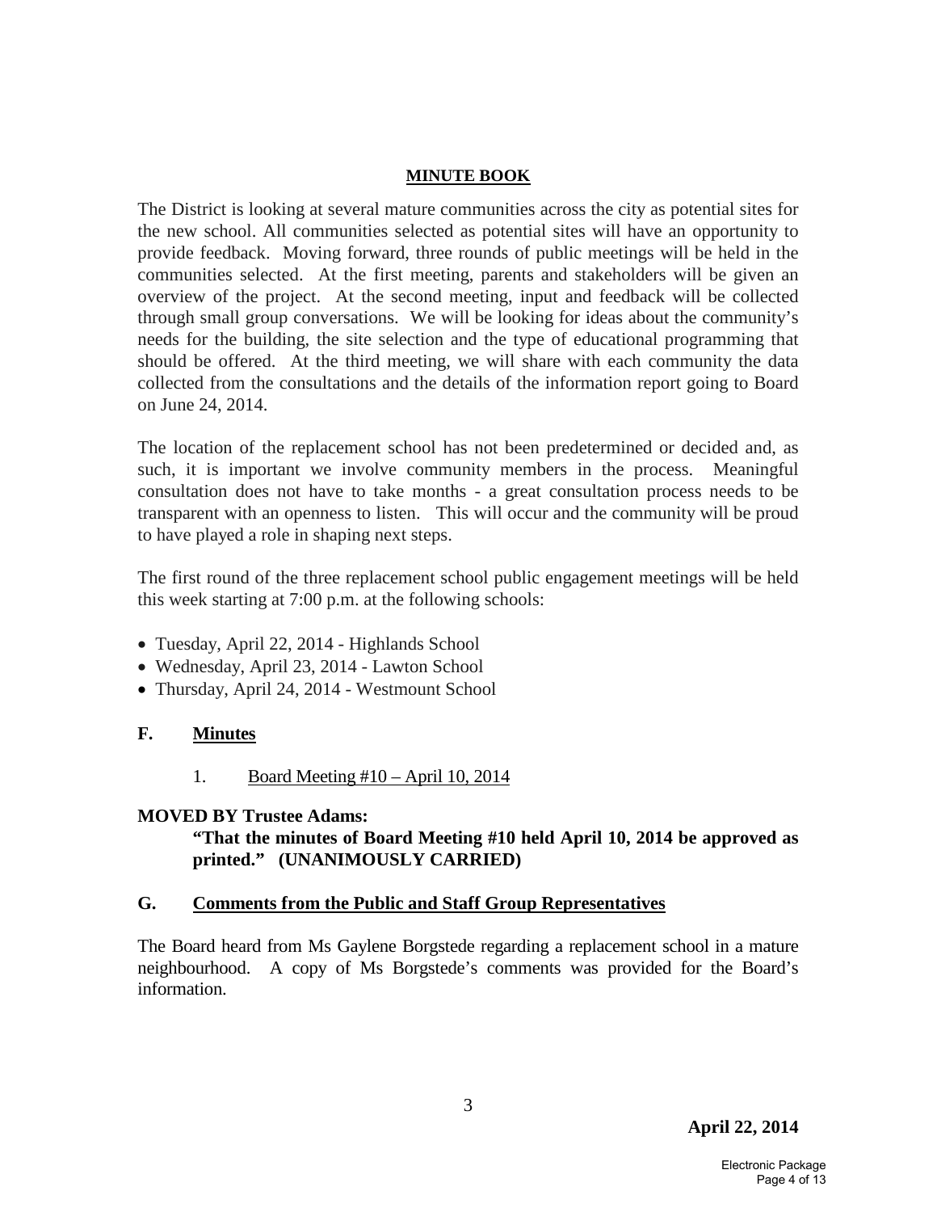**MINUTE BOOK**

The District is looking at several mature communities across the city as potential sites for the new school. All communities selected as potential sites will have an opportunity to provide feedback. Moving forward, three rounds of public meetings will be held in the communities selected. At the first meeting, parents and stakeholders will be given an overview of the project. At the second meeting, input and feedback will be collected through small group conversations. We will be looking for ideas about the community's needs for the building, the site selection and the type of educational programming that should be offered. At the third meeting, we will share with each community the data collected from the consultations and the details of the information report going to Board on June 24, 2014.

The location of the replacement school has not been predetermined or decided and, as such, it is important we involve community members in the process. Meaningful consultation does not have to take months - a great consultation process needs to be transparent with an openness to listen. This will occur and the community will be proud to have played a role in shaping next steps.

The first round of the three replacement school public engagement meetings will be held this week starting at 7:00 p.m. at the following schools:

- Tuesday, April 22, 2014 - Highlands School
- Wednesday, April 23, 2014 - Lawton School
- Thursday, April 24, 2014 - Westmount School

## F. Minutes

1. Board Meeting #10 – April 10, 2014

**MOVED BY Trustee Adams:**

**"That the minutes of Board Meeting #10 held April 10, 2014 be approved as printed." (UNANIMOUSLY CARRIED)**

## G. Comments from the Public and Staff Group Representatives

The Board heard from Ms Gaylene Borgstede regarding a replacement school in a mature neighbourhood. A copy of Ms Borgstede's comments was provided for the Board's information.

**April 22, 2014**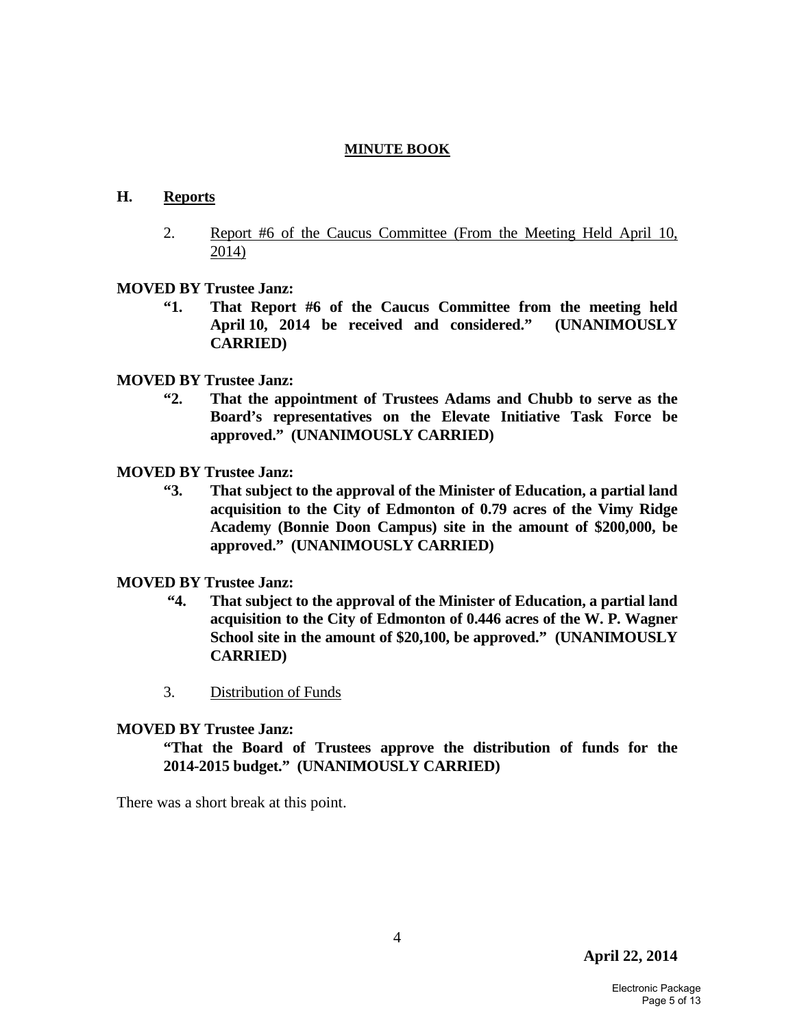**MINUTE BOOK**

## H. Reports

2. Report #6 of the Caucus Committee (From the Meeting Held April 10, 2014)

**MOVED BY Trustee Janz:**

**"1. That Report #6 of the Caucus Committee from the meeting held April 10, 2014 be received and considered." (UNANIMOUSLY CARRIED)**

**MOVED BY Trustee Janz:**

**"2. That the appointment of Trustees Adams and Chubb to serve as the Board's representatives on the Elevate Initiative Task Force be approved." (UNANIMOUSLY CARRIED)**

**MOVED BY Trustee Janz:**

**"3. That subject to the approval of the Minister of Education, a partial land acquisition to the City of Edmonton of 0.79 acres of the Vimy Ridge Academy (Bonnie Doon Campus) site in the amount of $200,000, be approved." (UNANIMOUSLY CARRIED)**

**MOVED BY Trustee Janz:**

**"4. That subject to the approval of the Minister of Education, a partial land acquisition to the City of Edmonton of 0.446 acres of the W. P. Wagner School site in the amount of $20,100, be approved." (UNANIMOUSLY CARRIED)**

3. Distribution of Funds

**MOVED BY Trustee Janz:**

**"That the Board of Trustees approve the distribution of funds for the 2014-2015 budget." (UNANIMOUSLY CARRIED)**

There was a short break at this point.

**April 22, 2014**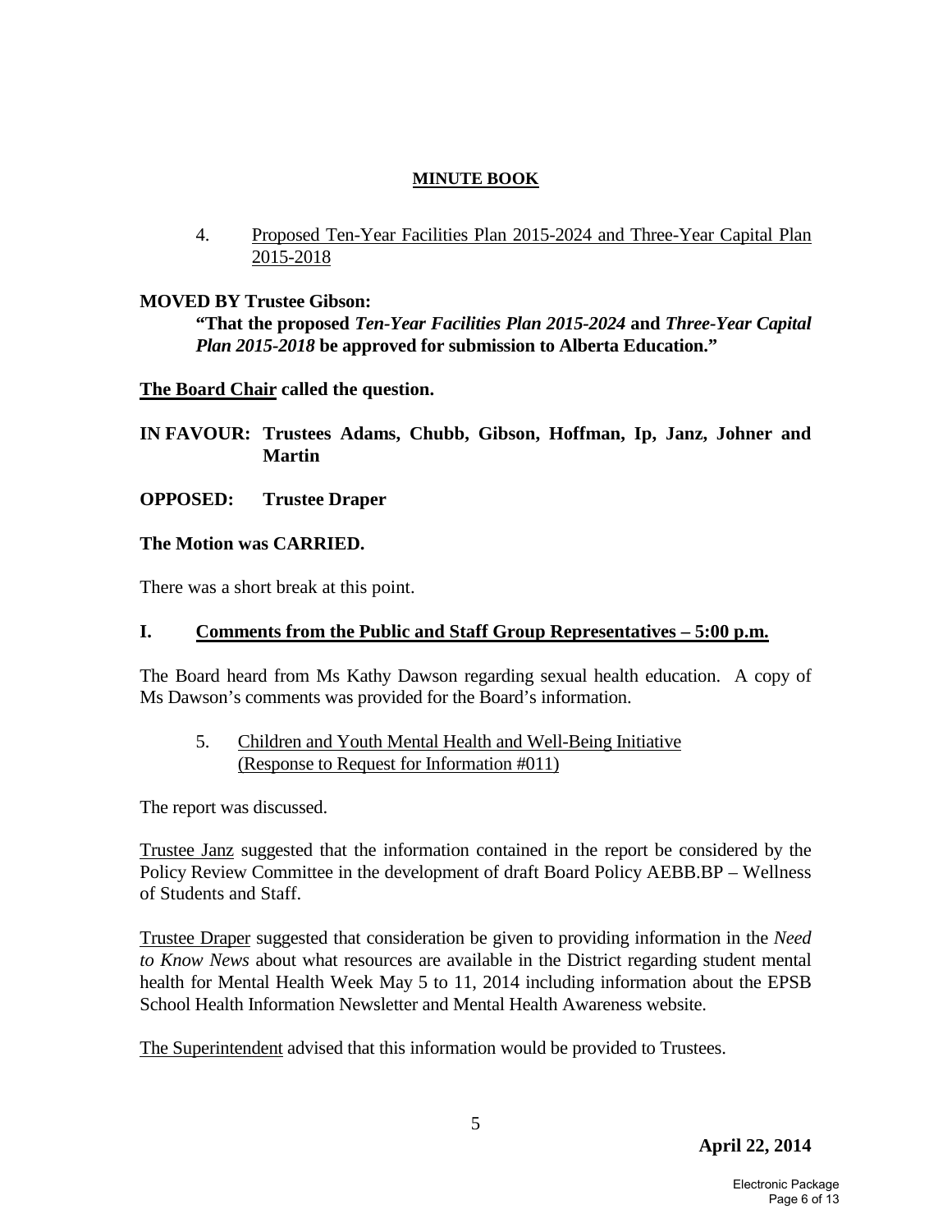**MINUTE BOOK**

4. Proposed Ten-Year Facilities Plan 2015-2024 and Three-Year Capital Plan 2015-2018

**MOVED BY Trustee Gibson:**

**"That the proposed *Ten-Year Facilities Plan 2015-2024* and *Three-Year Capital Plan 2015-2018* be approved for submission to Alberta Education."**

**The Board Chair called the question.**

**IN FAVOUR: Trustees Adams, Chubb, Gibson, Hoffman, Ip, Janz, Johner and Martin**

**OPPOSED: Trustee Draper**

**The Motion was CARRIED.**

There was a short break at this point.

## I. Comments from the Public and Staff Group Representatives – 5:00 p.m.

The Board heard from Ms Kathy Dawson regarding sexual health education. A copy of Ms Dawson's comments was provided for the Board's information.

5. Children and Youth Mental Health and Well-Being Initiative (Response to Request for Information #011)

The report was discussed.

Trustee Janz suggested that the information contained in the report be considered by the Policy Review Committee in the development of draft Board Policy AEBB.BP – Wellness of Students and Staff.

Trustee Draper suggested that consideration be given to providing information in the *Need to Know News* about what resources are available in the District regarding student mental health for Mental Health Week May 5 to 11, 2014 including information about the EPSB School Health Information Newsletter and Mental Health Awareness website.

The Superintendent advised that this information would be provided to Trustees.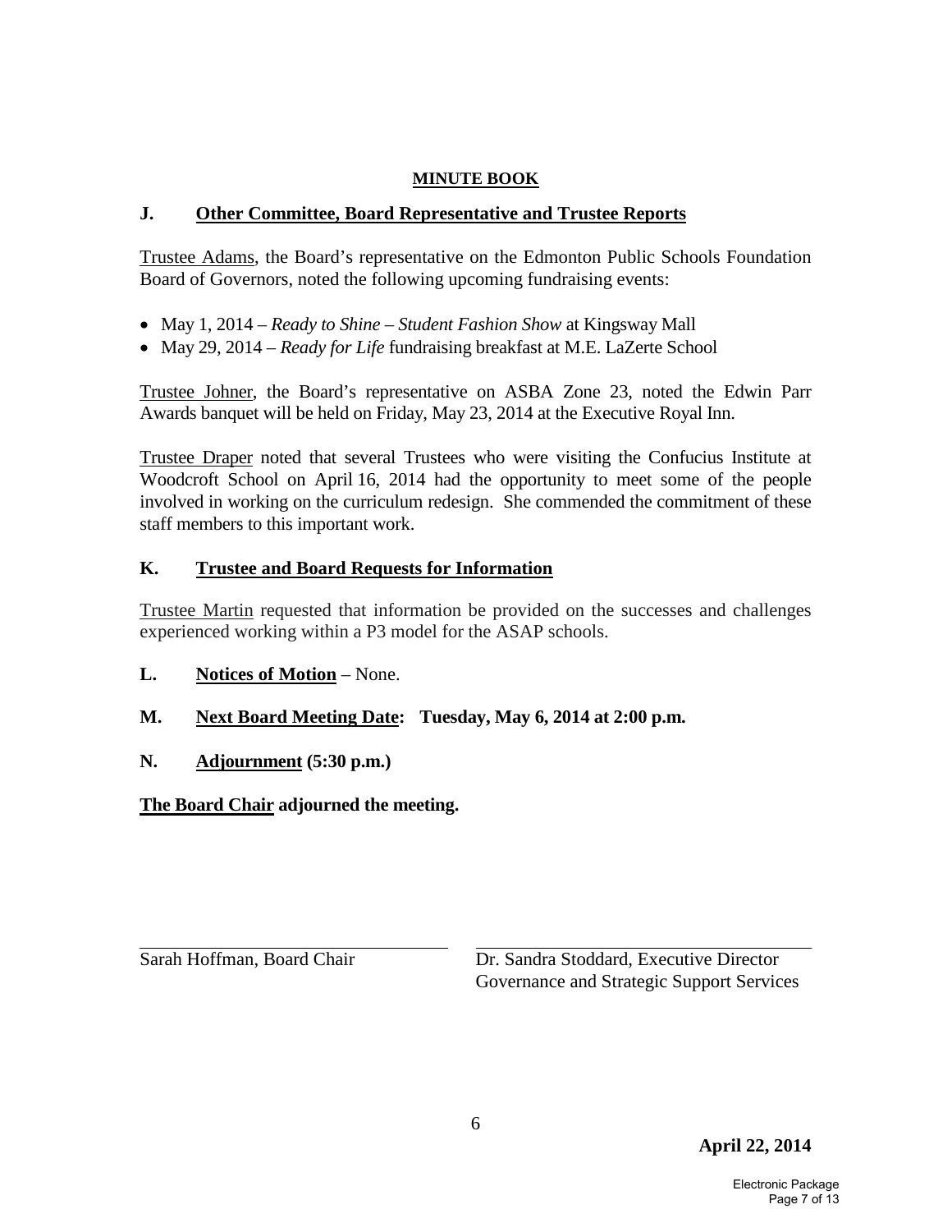**MINUTE BOOK**

## J. Other Committee, Board Representative and Trustee Reports

Trustee Adams, the Board's representative on the Edmonton Public Schools Foundation Board of Governors, noted the following upcoming fundraising events:

- May 1, 2014 – *Ready to Shine – Student Fashion Show* at Kingsway Mall
- May 29, 2014 – *Ready for Life* fundraising breakfast at M.E. LaZerte School

Trustee Johner, the Board's representative on ASBA Zone 23, noted the Edwin Parr Awards banquet will be held on Friday, May 23, 2014 at the Executive Royal Inn.

Trustee Draper noted that several Trustees who were visiting the Confucius Institute at Woodcroft School on April 16, 2014 had the opportunity to meet some of the people involved in working on the curriculum redesign. She commended the commitment of these staff members to this important work.

## K. Trustee and Board Requests for Information

Trustee Martin requested that information be provided on the successes and challenges experienced working within a P3 model for the ASAP schools.

## L. Notices of Motion – None.

## M. Next Board Meeting Date: Tuesday, May 6, 2014 at 2:00 p.m.

## N. Adjournment (5:30 p.m.)

**The Board Chair adjourned the meeting.**

Sarah Hoffman, Board Chair

Dr. Sandra Stoddard, Executive Director
Governance and Strategic Support Services

**April 22, 2014**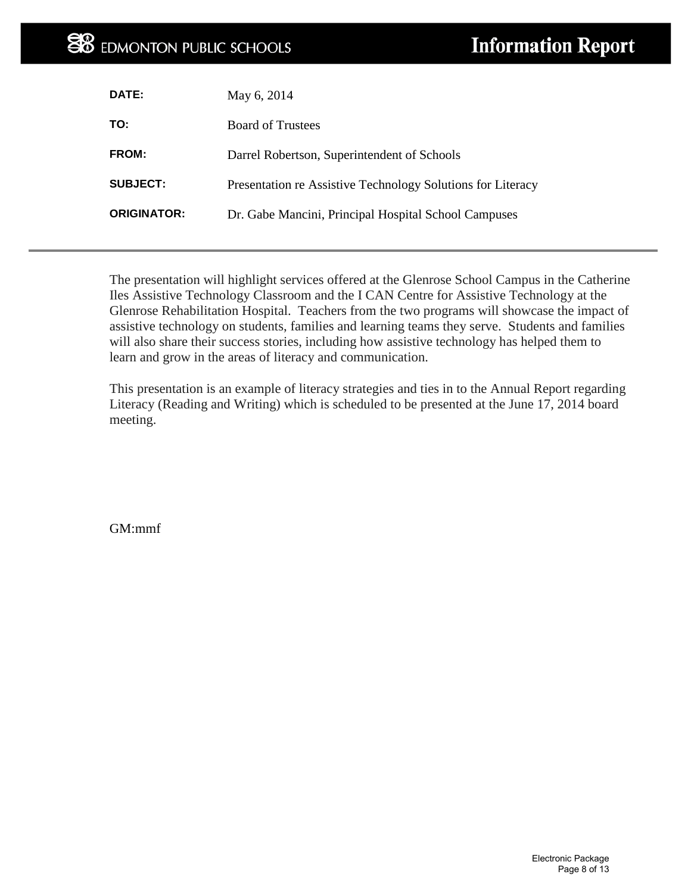**EDMONTON PUBLIC SCHOOLS** — **Information Report**

| | |
|---|---|
| **DATE:** | May 6, 2014 |
| **TO:** | Board of Trustees |
| **FROM:** | Darrel Robertson, Superintendent of Schools |
| **SUBJECT:** | Presentation re Assistive Technology Solutions for Literacy |
| **ORIGINATOR:** | Dr. Gabe Mancini, Principal Hospital School Campuses |

---

The presentation will highlight services offered at the Glenrose School Campus in the Catherine Iles Assistive Technology Classroom and the I CAN Centre for Assistive Technology at the Glenrose Rehabilitation Hospital. Teachers from the two programs will showcase the impact of assistive technology on students, families and learning teams they serve. Students and families will also share their success stories, including how assistive technology has helped them to learn and grow in the areas of literacy and communication.

This presentation is an example of literacy strategies and ties in to the Annual Report regarding Literacy (Reading and Writing) which is scheduled to be presented at the June 17, 2014 board meeting.

GM:mmf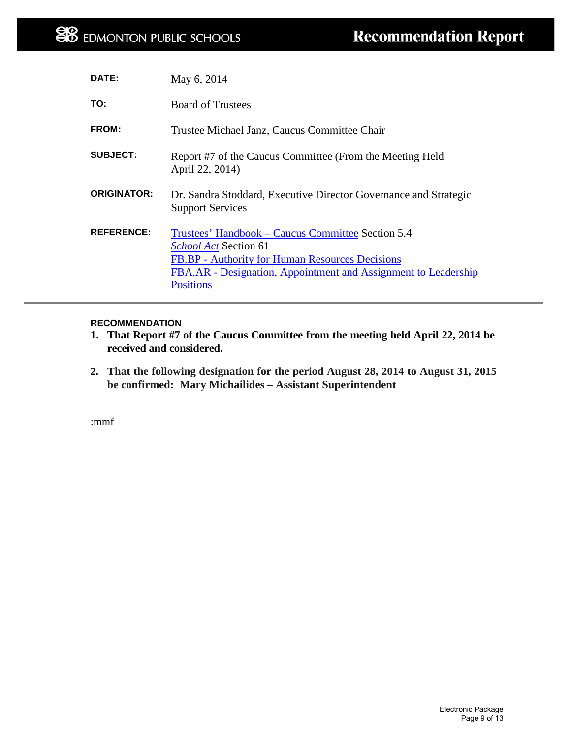EDMONTON PUBLIC SCHOOLS

# Recommendation Report

| | |
|---|---|
| **DATE:** | May 6, 2014 |
| **TO:** | Board of Trustees |
| **FROM:** | Trustee Michael Janz, Caucus Committee Chair |
| **SUBJECT:** | Report #7 of the Caucus Committee (From the Meeting Held April 22, 2014) |
| **ORIGINATOR:** | Dr. Sandra Stoddard, Executive Director Governance and Strategic Support Services |
| **REFERENCE:** | Trustees' Handbook – Caucus Committee Section 5.4<br>*School Act* Section 61<br>FB.BP - Authority for Human Resources Decisions<br>FBA.AR - Designation, Appointment and Assignment to Leadership Positions |

## RECOMMENDATION

1. **That Report #7 of the Caucus Committee from the meeting held April 22, 2014 be received and considered.**

2. **That the following designation for the period August 28, 2014 to August 31, 2015 be confirmed: Mary Michailides – Assistant Superintendent**

:mmf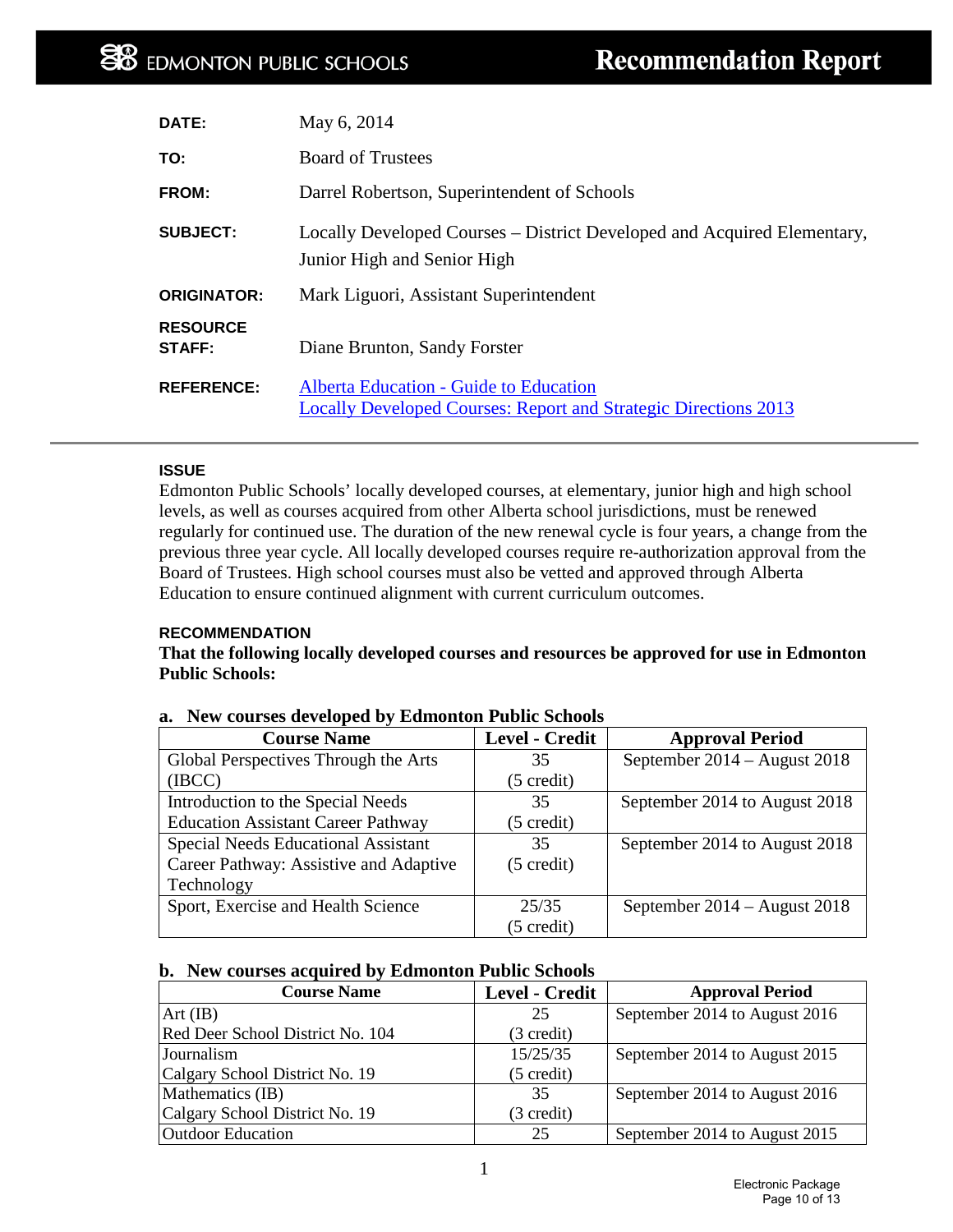**EDMONTON PUBLIC SCHOOLS** — **Recommendation Report**

| | |
|---|---|
| **DATE:** | May 6, 2014 |
| **TO:** | Board of Trustees |
| **FROM:** | Darrel Robertson, Superintendent of Schools |
| **SUBJECT:** | Locally Developed Courses – District Developed and Acquired Elementary, Junior High and Senior High |
| **ORIGINATOR:** | Mark Liguori, Assistant Superintendent |
| **RESOURCE STAFF:** | Diane Brunton, Sandy Forster |
| **REFERENCE:** | Alberta Education - Guide to Education<br>Locally Developed Courses: Report and Strategic Directions 2013 |

## ISSUE

Edmonton Public Schools' locally developed courses, at elementary, junior high and high school levels, as well as courses acquired from other Alberta school jurisdictions, must be renewed regularly for continued use. The duration of the new renewal cycle is four years, a change from the previous three year cycle. All locally developed courses require re-authorization approval from the Board of Trustees. High school courses must also be vetted and approved through Alberta Education to ensure continued alignment with current curriculum outcomes.

## RECOMMENDATION

**That the following locally developed courses and resources be approved for use in Edmonton Public Schools:**

**a. New courses developed by Edmonton Public Schools**

| Course Name | Level - Credit | Approval Period |
|---|---|---|
| Global Perspectives Through the Arts (IBCC) | 35 (5 credit) | September 2014 – August 2018 |
| Introduction to the Special Needs Education Assistant Career Pathway | 35 (5 credit) | September 2014 to August 2018 |
| Special Needs Educational Assistant Career Pathway: Assistive and Adaptive Technology | 35 (5 credit) | September 2014 to August 2018 |
| Sport, Exercise and Health Science | 25/35 (5 credit) | September 2014 – August 2018 |

**b. New courses acquired by Edmonton Public Schools**

| Course Name | Level - Credit | Approval Period |
|---|---|---|
| Art (IB)<br>Red Deer School District No. 104 | 25 (3 credit) | September 2014 to August 2016 |
| Journalism<br>Calgary School District No. 19 | 15/25/35 (5 credit) | September 2014 to August 2015 |
| Mathematics (IB)<br>Calgary School District No. 19 | 35 (3 credit) | September 2014 to August 2016 |
| Outdoor Education | 25 | September 2014 to August 2015 |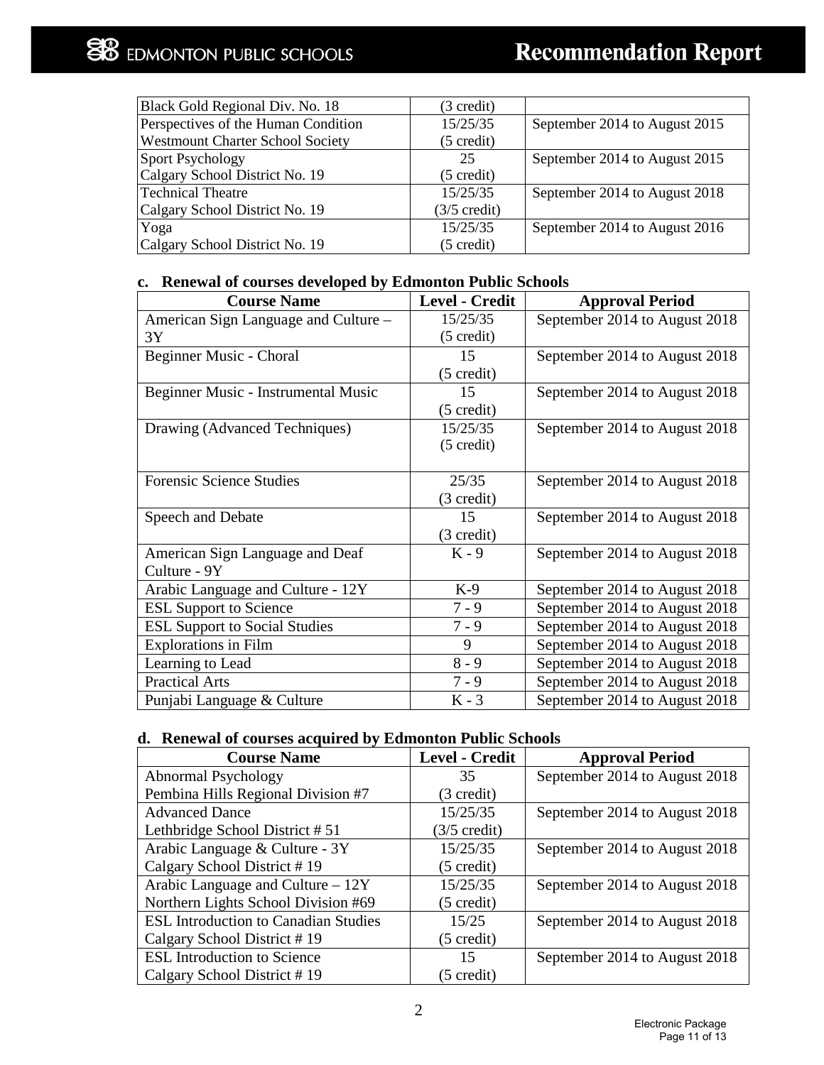| | | |
|---|---|---|
| Black Gold Regional Div. No. 18 | (3 credit) | |
| Perspectives of the Human Condition<br>Westmount Charter School Society | 15/25/35<br>(5 credit) | September 2014 to August 2015 |
| Sport Psychology<br>Calgary School District No. 19 | 25<br>(5 credit) | September 2014 to August 2015 |
| Technical Theatre<br>Calgary School District No. 19 | 15/25/35<br>(3/5 credit) | September 2014 to August 2018 |
| Yoga<br>Calgary School District No. 19 | 15/25/35<br>(5 credit) | September 2014 to August 2016 |

**c. Renewal of courses developed by Edmonton Public Schools**

| Course Name | Level - Credit | Approval Period |
|---|---|---|
| American Sign Language and Culture – 3Y | 15/25/35<br>(5 credit) | September 2014 to August 2018 |
| Beginner Music - Choral | 15<br>(5 credit) | September 2014 to August 2018 |
| Beginner Music - Instrumental Music | 15<br>(5 credit) | September 2014 to August 2018 |
| Drawing (Advanced Techniques) | 15/25/35<br>(5 credit) | September 2014 to August 2018 |
| Forensic Science Studies | 25/35<br>(3 credit) | September 2014 to August 2018 |
| Speech and Debate | 15<br>(3 credit) | September 2014 to August 2018 |
| American Sign Language and Deaf Culture - 9Y | K - 9 | September 2014 to August 2018 |
| Arabic Language and Culture - 12Y | K-9 | September 2014 to August 2018 |
| ESL Support to Science | 7 - 9 | September 2014 to August 2018 |
| ESL Support to Social Studies | 7 - 9 | September 2014 to August 2018 |
| Explorations in Film | 9 | September 2014 to August 2018 |
| Learning to Lead | 8 - 9 | September 2014 to August 2018 |
| Practical Arts | 7 - 9 | September 2014 to August 2018 |
| Punjabi Language & Culture | K - 3 | September 2014 to August 2018 |

**d. Renewal of courses acquired by Edmonton Public Schools**

| Course Name | Level - Credit | Approval Period |
|---|---|---|
| Abnormal Psychology<br>Pembina Hills Regional Division #7 | 35<br>(3 credit) | September 2014 to August 2018 |
| Advanced Dance<br>Lethbridge School District # 51 | 15/25/35<br>(3/5 credit) | September 2014 to August 2018 |
| Arabic Language & Culture - 3Y<br>Calgary School District # 19 | 15/25/35<br>(5 credit) | September 2014 to August 2018 |
| Arabic Language and Culture – 12Y<br>Northern Lights School Division #69 | 15/25/35<br>(5 credit) | September 2014 to August 2018 |
| ESL Introduction to Canadian Studies<br>Calgary School District # 19 | 15/25<br>(5 credit) | September 2014 to August 2018 |
| ESL Introduction to Science<br>Calgary School District # 19 | 15<br>(5 credit) | September 2014 to August 2018 |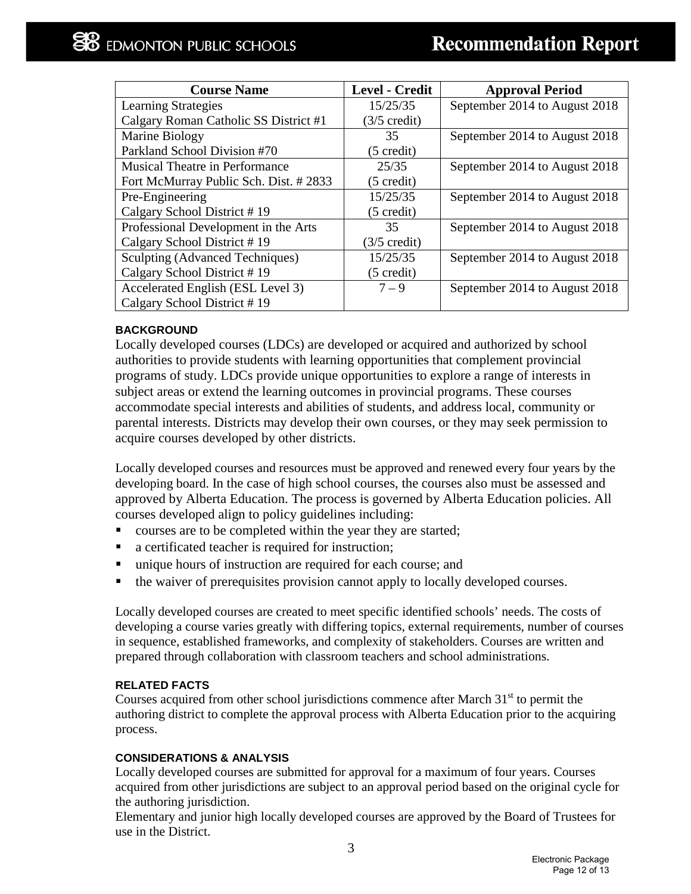| Course Name | Level - Credit | Approval Period |
|---|---|---|
| Learning Strategies<br>Calgary Roman Catholic SS District #1 | 15/25/35<br>(3/5 credit) | September 2014 to August 2018 |
| Marine Biology<br>Parkland School Division #70 | 35<br>(5 credit) | September 2014 to August 2018 |
| Musical Theatre in Performance<br>Fort McMurray Public Sch. Dist. # 2833 | 25/35<br>(5 credit) | September 2014 to August 2018 |
| Pre-Engineering<br>Calgary School District # 19 | 15/25/35<br>(5 credit) | September 2014 to August 2018 |
| Professional Development in the Arts<br>Calgary School District # 19 | 35<br>(3/5 credit) | September 2014 to August 2018 |
| Sculpting (Advanced Techniques)<br>Calgary School District # 19 | 15/25/35<br>(5 credit) | September 2014 to August 2018 |
| Accelerated English (ESL Level 3)<br>Calgary School District # 19 | 7 – 9 | September 2014 to August 2018 |

#### BACKGROUND

Locally developed courses (LDCs) are developed or acquired and authorized by school authorities to provide students with learning opportunities that complement provincial programs of study. LDCs provide unique opportunities to explore a range of interests in subject areas or extend the learning outcomes in provincial programs. These courses accommodate special interests and abilities of students, and address local, community or parental interests. Districts may develop their own courses, or they may seek permission to acquire courses developed by other districts.

Locally developed courses and resources must be approved and renewed every four years by the developing board. In the case of high school courses, the courses also must be assessed and approved by Alberta Education. The process is governed by Alberta Education policies. All courses developed align to policy guidelines including:

- courses are to be completed within the year they are started;
- a certificated teacher is required for instruction;
- unique hours of instruction are required for each course; and
- the waiver of prerequisites provision cannot apply to locally developed courses.

Locally developed courses are created to meet specific identified schools' needs. The costs of developing a course varies greatly with differing topics, external requirements, number of courses in sequence, established frameworks, and complexity of stakeholders. Courses are written and prepared through collaboration with classroom teachers and school administrations.

#### RELATED FACTS

Courses acquired from other school jurisdictions commence after March 31st to permit the authoring district to complete the approval process with Alberta Education prior to the acquiring process.

#### CONSIDERATIONS & ANALYSIS

Locally developed courses are submitted for approval for a maximum of four years. Courses acquired from other jurisdictions are subject to an approval period based on the original cycle for the authoring jurisdiction.

Elementary and junior high locally developed courses are approved by the Board of Trustees for use in the District.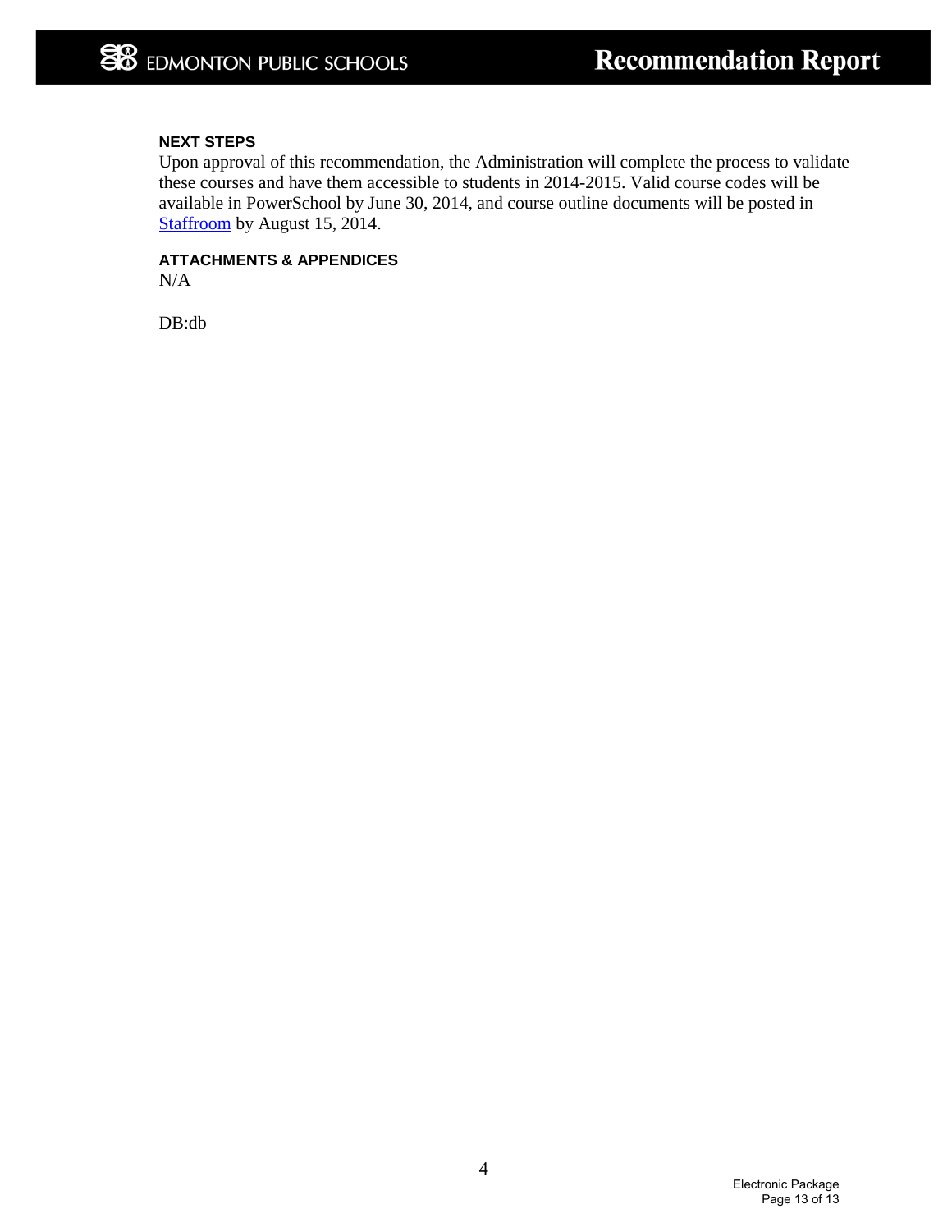**NEXT STEPS**

Upon approval of this recommendation, the Administration will complete the process to validate these courses and have them accessible to students in 2014-2015. Valid course codes will be available in PowerSchool by June 30, 2014, and course outline documents will be posted in Staffroom by August 15, 2014.

**ATTACHMENTS & APPENDICES**

N/A

DB:db